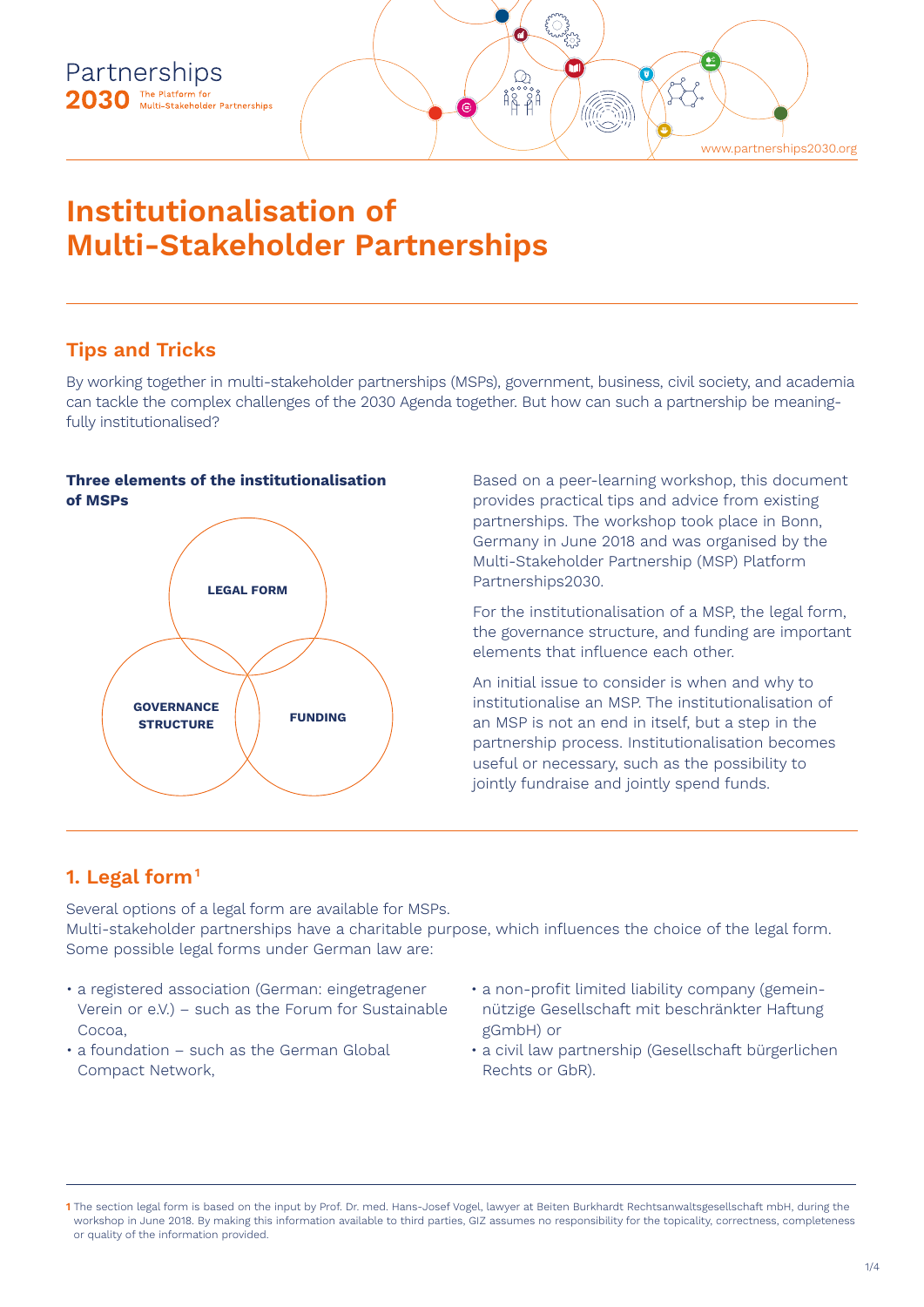Partnerships **2030** The Platform for Multi-Stakeholder Partnerships

www.partnerships2030.org

# Institutionalisation of Multi-Stakeholder Partnerships

## Tips and Tricks

By working together in multi-stakeholder partnerships (MSPs), government, business, civil society, and academia can tackle the complex challenges of the 2030 Agenda together. But how can such a partnership be meaningfully institutionalised?

**Three elements of the institutionalisation of MSPs**

LEGAL FORM

GOVERNANCE STRUCTURE

FUNDING

Based on a peer-learning workshop, this document provides practical tips and advice from existing partnerships. The workshop took place in Bonn, Germany in June 2018 and was organised by the Multi-Stakeholder Partnership (MSP) Platform Partnerships2030.

For the institutionalisation of a MSP, the legal form, the governance structure, and funding are important elements that influence each other.

An initial issue to consider is when and why to institutionalise an MSP. The institutionalisation of an MSP is not an end in itself, but a step in the partnership process. Institutionalisation becomes useful or necessary, such as the possibility to jointly fundraise and jointly spend funds.

## 1. Legal form[1]

Several options of a legal form are available for MSPs.
Multi-stakeholder partnerships have a charitable purpose, which influences the choice of the legal form. Some possible legal forms under German law are:

- a registered association (German: eingetragener Verein or e.V.) – such as the Forum for Sustainable Cocoa,
- a foundation – such as the German Global Compact Network,
- a non-profit limited liability company (gemeinnützige Gesellschaft mit beschränkter Haftung gGmbH) or
- a civil law partnership (Gesellschaft bürgerlichen Rechts or GbR).

[1] The section legal form is based on the input by Prof. Dr. med. Hans-Josef Vogel, lawyer at Beiten Burkhardt Rechtsanwaltsgesellschaft mbH, during the workshop in June 2018. By making this information available to third parties, GIZ assumes no responsibility for the topicality, correctness, completeness or quality of the information provided.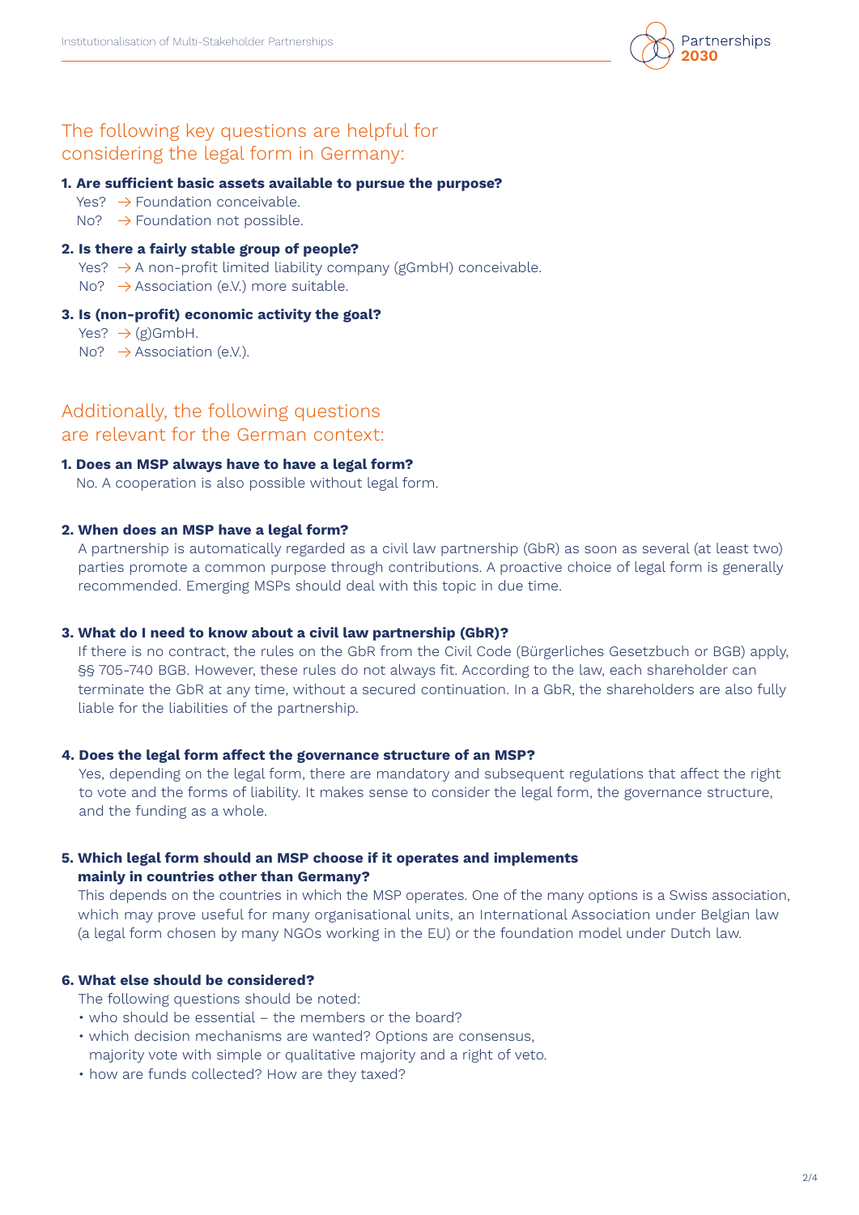## The following key questions are helpful for considering the legal form in Germany:

**1. Are sufficient basic assets available to pursue the purpose?**
Yes? → Foundation conceivable.
No? → Foundation not possible.

**2. Is there a fairly stable group of people?**
Yes? → A non-profit limited liability company (gGmbH) conceivable.
No? → Association (e.V.) more suitable.

**3. Is (non-profit) economic activity the goal?**
Yes? → (g)GmbH.
No? → Association (e.V.).

## Additionally, the following questions are relevant for the German context:

**1. Does an MSP always have to have a legal form?**
No. A cooperation is also possible without legal form.

**2. When does an MSP have a legal form?**
A partnership is automatically regarded as a civil law partnership (GbR) as soon as several (at least two) parties promote a common purpose through contributions. A proactive choice of legal form is generally recommended. Emerging MSPs should deal with this topic in due time.

**3. What do I need to know about a civil law partnership (GbR)?**
If there is no contract, the rules on the GbR from the Civil Code (Bürgerliches Gesetzbuch or BGB) apply, §§ 705-740 BGB. However, these rules do not always fit. According to the law, each shareholder can terminate the GbR at any time, without a secured continuation. In a GbR, the shareholders are also fully liable for the liabilities of the partnership.

**4. Does the legal form affect the governance structure of an MSP?**
Yes, depending on the legal form, there are mandatory and subsequent regulations that affect the right to vote and the forms of liability. It makes sense to consider the legal form, the governance structure, and the funding as a whole.

**5. Which legal form should an MSP choose if it operates and implements mainly in countries other than Germany?**
This depends on the countries in which the MSP operates. One of the many options is a Swiss association, which may prove useful for many organisational units, an International Association under Belgian law (a legal form chosen by many NGOs working in the EU) or the foundation model under Dutch law.

**6. What else should be considered?**
The following questions should be noted:

- who should be essential – the members or the board?
- which decision mechanisms are wanted? Options are consensus, majority vote with simple or qualitative majority and a right of veto.
- how are funds collected? How are they taxed?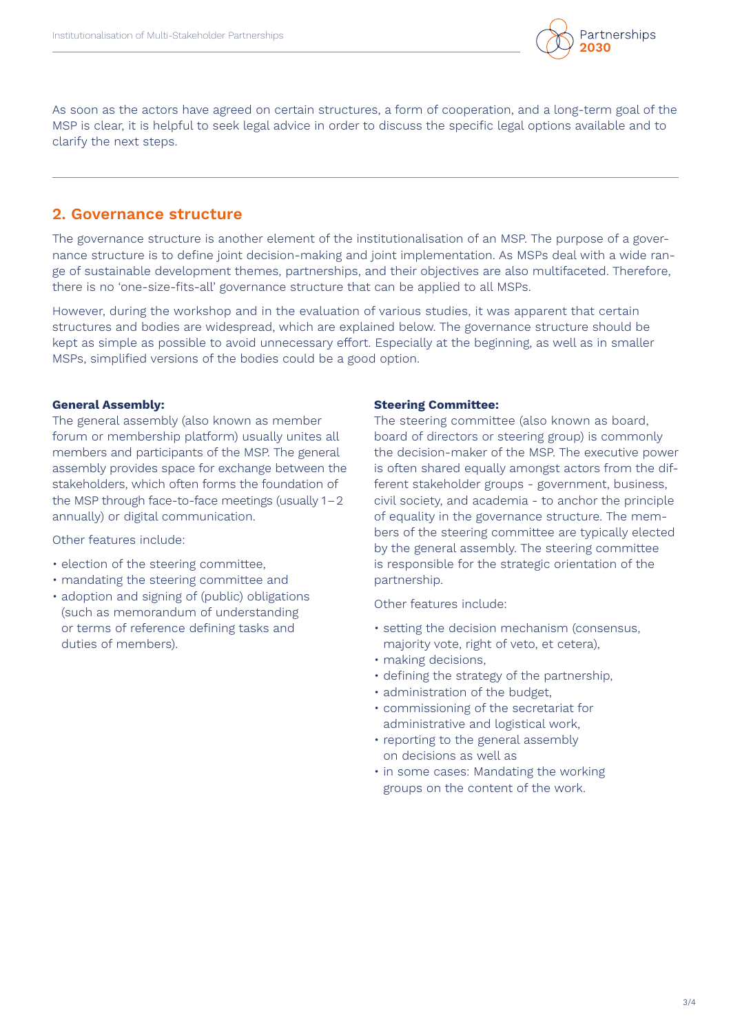As soon as the actors have agreed on certain structures, a form of cooperation, and a long-term goal of the MSP is clear, it is helpful to seek legal advice in order to discuss the specific legal options available and to clarify the next steps.

---

## 2. Governance structure

The governance structure is another element of the institutionalisation of an MSP. The purpose of a governance structure is to define joint decision-making and joint implementation. As MSPs deal with a wide range of sustainable development themes, partnerships, and their objectives are also multifaceted. Therefore, there is no 'one-size-fits-all' governance structure that can be applied to all MSPs.

However, during the workshop and in the evaluation of various studies, it was apparent that certain structures and bodies are widespread, which are explained below. The governance structure should be kept as simple as possible to avoid unnecessary effort. Especially at the beginning, as well as in smaller MSPs, simplified versions of the bodies could be a good option.

**General Assembly:**
The general assembly (also known as member forum or membership platform) usually unites all members and participants of the MSP. The general assembly provides space for exchange between the stakeholders, which often forms the foundation of the MSP through face-to-face meetings (usually 1–2 annually) or digital communication.

Other features include:

- election of the steering committee,
- mandating the steering committee and
- adoption and signing of (public) obligations (such as memorandum of understanding or terms of reference defining tasks and duties of members).

**Steering Committee:**
The steering committee (also known as board, board of directors or steering group) is commonly the decision-maker of the MSP. The executive power is often shared equally amongst actors from the different stakeholder groups - government, business, civil society, and academia - to anchor the principle of equality in the governance structure. The members of the steering committee are typically elected by the general assembly. The steering committee is responsible for the strategic orientation of the partnership.

Other features include:

- setting the decision mechanism (consensus, majority vote, right of veto, et cetera),
- making decisions,
- defining the strategy of the partnership,
- administration of the budget,
- commissioning of the secretariat for administrative and logistical work,
- reporting to the general assembly on decisions as well as
- in some cases: Mandating the working groups on the content of the work.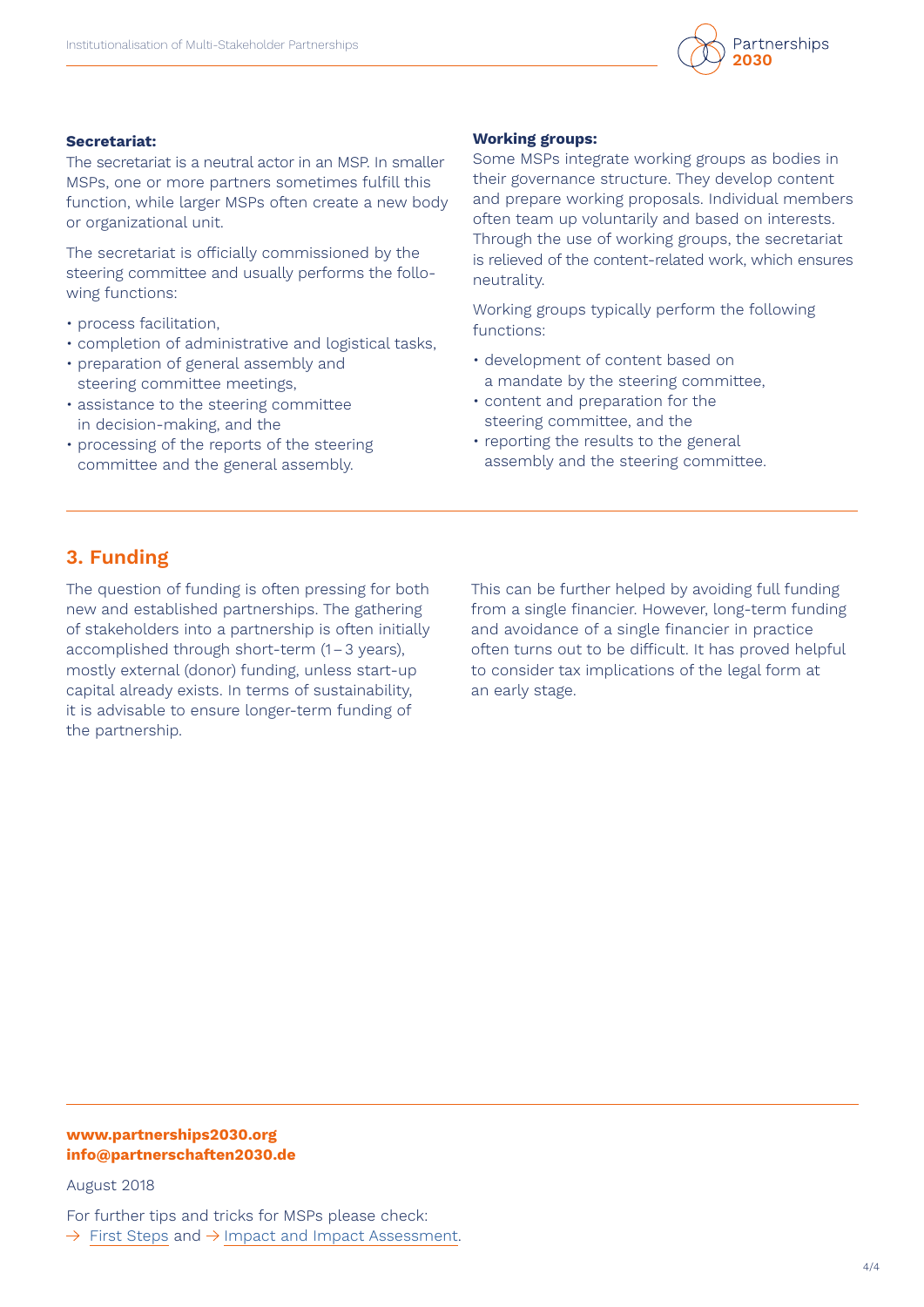**Secretariat:**

The secretariat is a neutral actor in an MSP. In smaller MSPs, one or more partners sometimes fulfill this function, while larger MSPs often create a new body or organizational unit.

The secretariat is officially commissioned by the steering committee and usually performs the following functions:

- process facilitation,
- completion of administrative and logistical tasks,
- preparation of general assembly and steering committee meetings,
- assistance to the steering committee in decision-making, and the
- processing of the reports of the steering committee and the general assembly.

**Working groups:**

Some MSPs integrate working groups as bodies in their governance structure. They develop content and prepare working proposals. Individual members often team up voluntarily and based on interests. Through the use of working groups, the secretariat is relieved of the content-related work, which ensures neutrality.

Working groups typically perform the following functions:

- development of content based on a mandate by the steering committee,
- content and preparation for the steering committee, and the
- reporting the results to the general assembly and the steering committee.

## 3. Funding

The question of funding is often pressing for both new and established partnerships. The gathering of stakeholders into a partnership is often initially accomplished through short-term (1 – 3 years), mostly external (donor) funding, unless start-up capital already exists. In terms of sustainability, it is advisable to ensure longer-term funding of the partnership.

This can be further helped by avoiding full funding from a single financier. However, long-term funding and avoidance of a single financier in practice often turns out to be difficult. It has proved helpful to consider tax implications of the legal form at an early stage.

**www.partnerships2030.org**
**info@partnerschaften2030.de**

August 2018

For further tips and tricks for MSPs please check:
→ First Steps and → Impact and Impact Assessment.